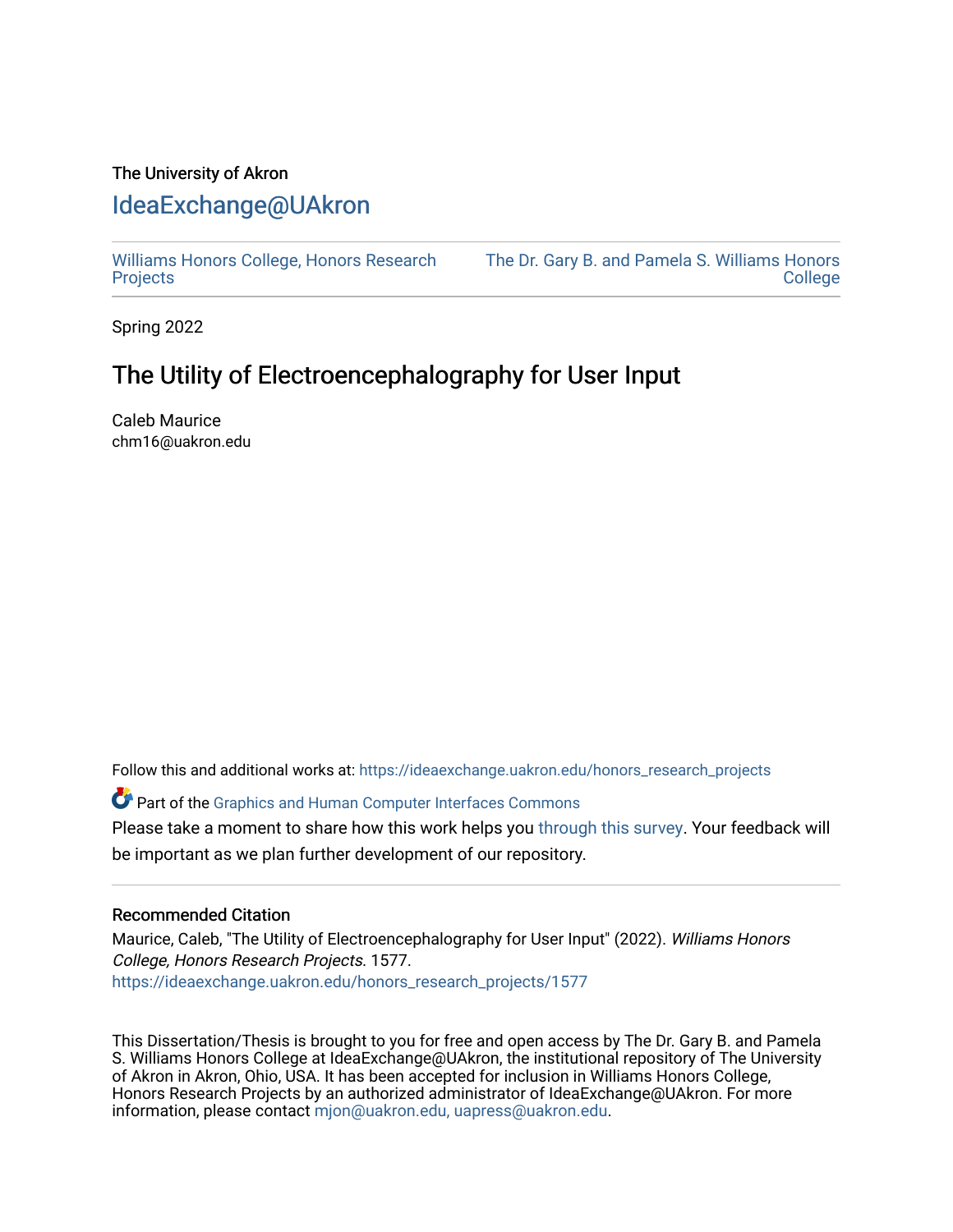The University of Akron

# IdeaExchange@UAkron

Williams Honors College, Honors Research Projects | The Dr. Gary B. and Pamela S. Williams Honors College

Spring 2022

## The Utility of Electroencephalography for User Input

Caleb Maurice
chm16@uakron.edu

Follow this and additional works at: https://ideaexchange.uakron.edu/honors_research_projects

Part of the Graphics and Human Computer Interfaces Commons

Please take a moment to share how this work helps you through this survey. Your feedback will be important as we plan further development of our repository.

### Recommended Citation

Maurice, Caleb, "The Utility of Electroencephalography for User Input" (2022). *Williams Honors College, Honors Research Projects*. 1577.
https://ideaexchange.uakron.edu/honors_research_projects/1577

This Dissertation/Thesis is brought to you for free and open access by The Dr. Gary B. and Pamela S. Williams Honors College at IdeaExchange@UAkron, the institutional repository of The University of Akron in Akron, Ohio, USA. It has been accepted for inclusion in Williams Honors College, Honors Research Projects by an authorized administrator of IdeaExchange@UAkron. For more information, please contact mjon@uakron.edu, uapress@uakron.edu.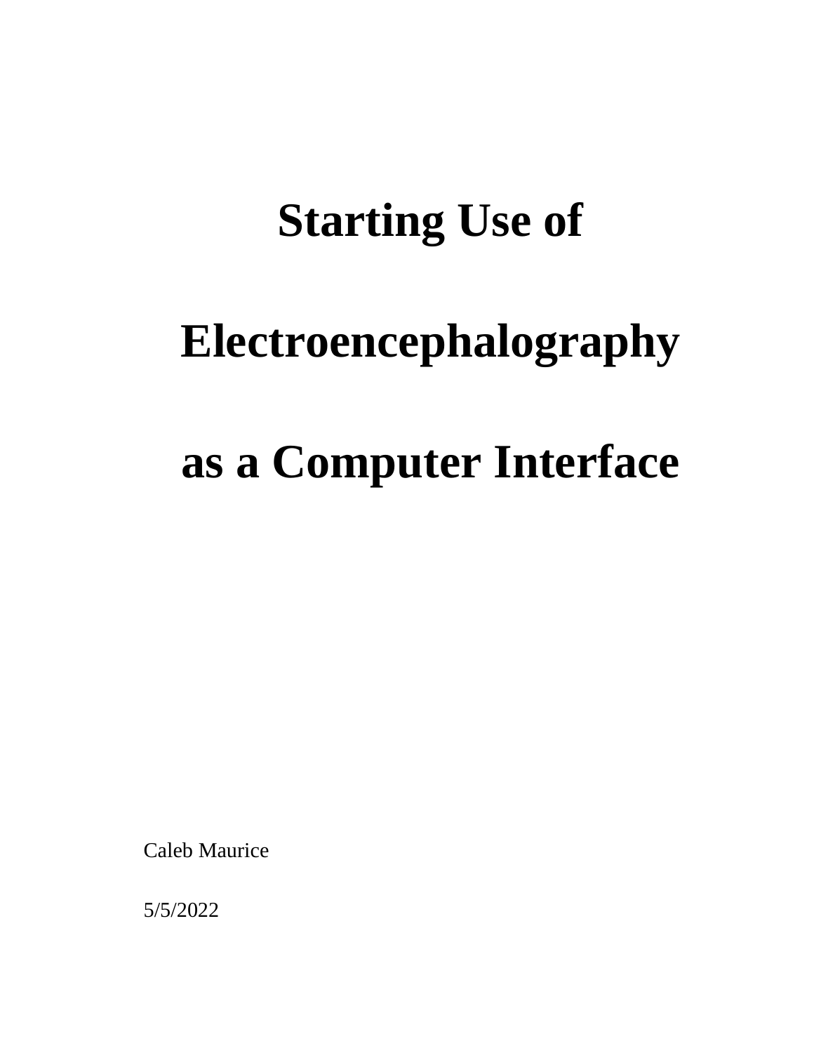# Starting Use of Electroencephalography as a Computer Interface

Caleb Maurice

5/5/2022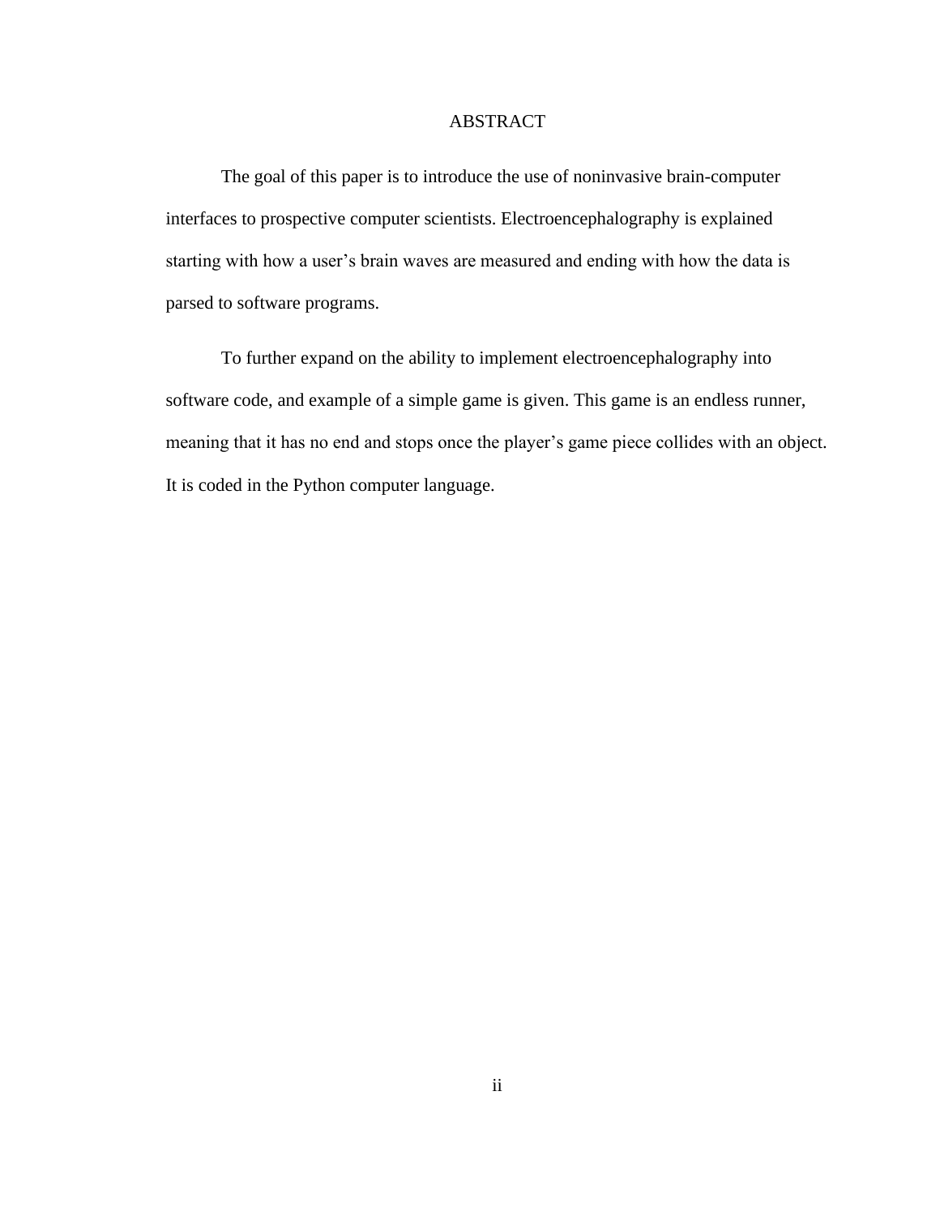# ABSTRACT

The goal of this paper is to introduce the use of noninvasive brain-computer interfaces to prospective computer scientists. Electroencephalography is explained starting with how a user's brain waves are measured and ending with how the data is parsed to software programs.

To further expand on the ability to implement electroencephalography into software code, and example of a simple game is given. This game is an endless runner, meaning that it has no end and stops once the player's game piece collides with an object. It is coded in the Python computer language.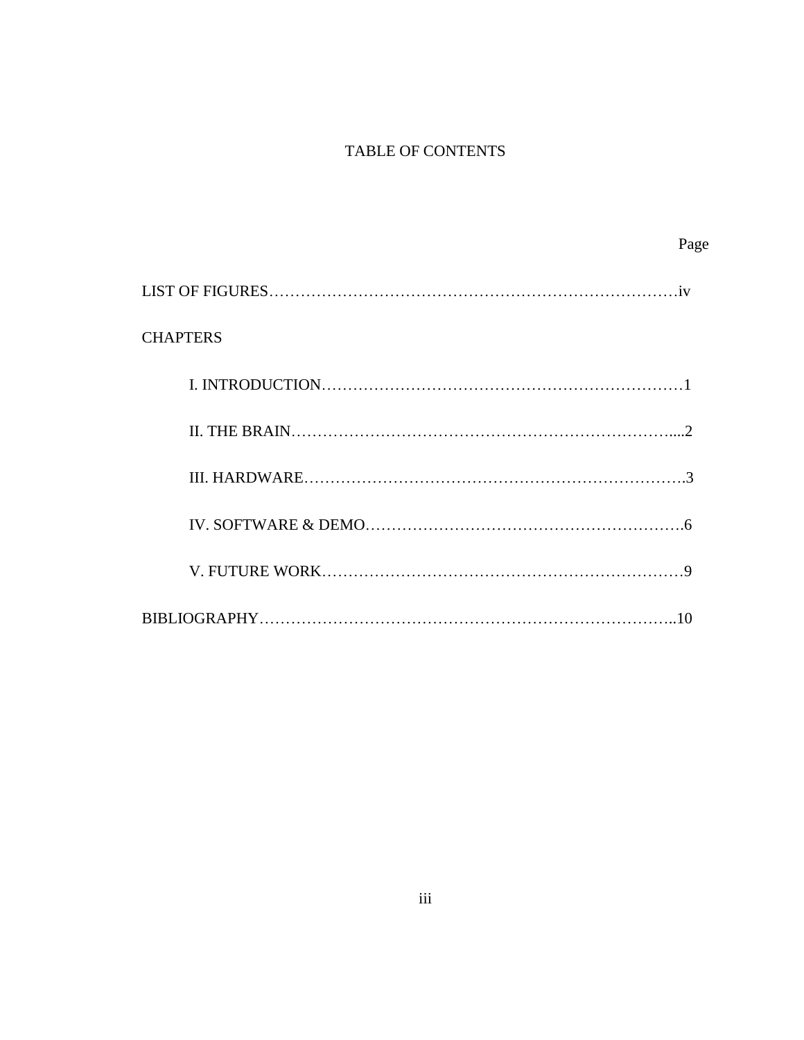# TABLE OF CONTENTS

| | Page |
|---|---|
| LIST OF FIGURES | iv |
| CHAPTERS | |
| I. INTRODUCTION | 1 |
| II. THE BRAIN | 2 |
| III. HARDWARE | 3 |
| IV. SOFTWARE & DEMO | 6 |
| V. FUTURE WORK | 9 |
| BIBLIOGRAPHY | 10 |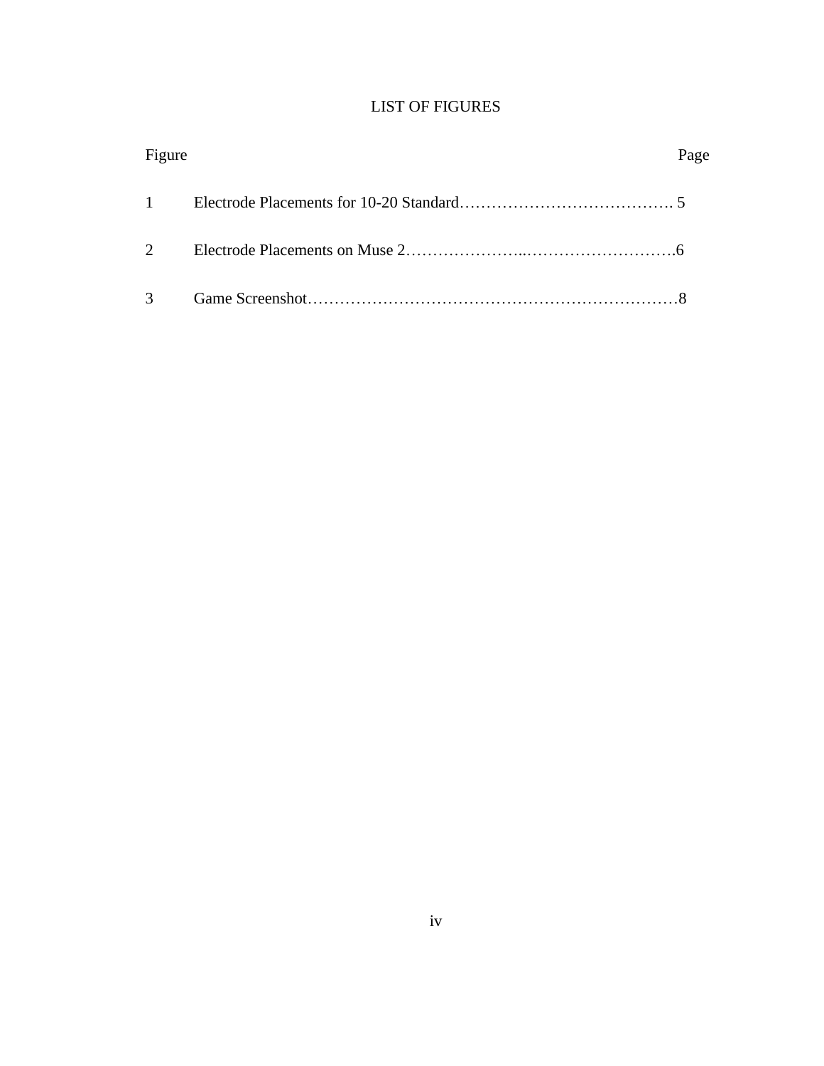# LIST OF FIGURES

| Figure | | Page |
| --- | --- | --- |
| 1 | Electrode Placements for 10-20 Standard | 5 |
| 2 | Electrode Placements on Muse 2 | 6 |
| 3 | Game Screenshot | 8 |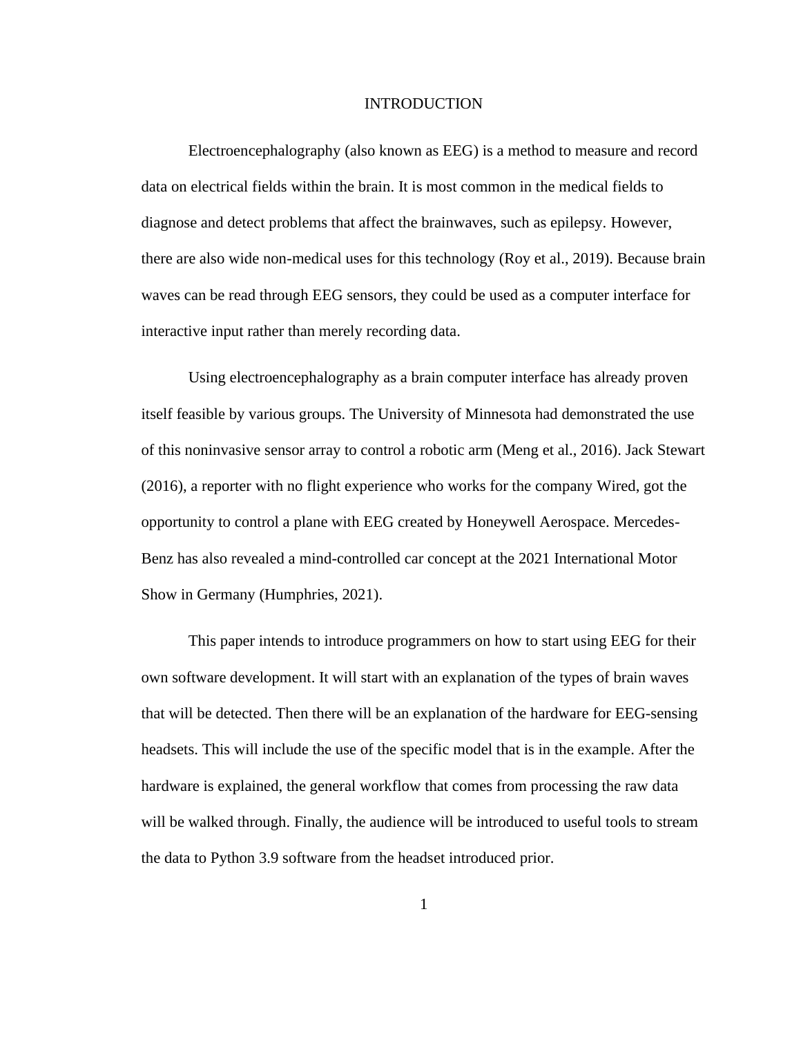# INTRODUCTION

Electroencephalography (also known as EEG) is a method to measure and record data on electrical fields within the brain. It is most common in the medical fields to diagnose and detect problems that affect the brainwaves, such as epilepsy. However, there are also wide non-medical uses for this technology (Roy et al., 2019). Because brain waves can be read through EEG sensors, they could be used as a computer interface for interactive input rather than merely recording data.

Using electroencephalography as a brain computer interface has already proven itself feasible by various groups. The University of Minnesota had demonstrated the use of this noninvasive sensor array to control a robotic arm (Meng et al., 2016). Jack Stewart (2016), a reporter with no flight experience who works for the company Wired, got the opportunity to control a plane with EEG created by Honeywell Aerospace. Mercedes-Benz has also revealed a mind-controlled car concept at the 2021 International Motor Show in Germany (Humphries, 2021).

This paper intends to introduce programmers on how to start using EEG for their own software development. It will start with an explanation of the types of brain waves that will be detected. Then there will be an explanation of the hardware for EEG-sensing headsets. This will include the use of the specific model that is in the example. After the hardware is explained, the general workflow that comes from processing the raw data will be walked through. Finally, the audience will be introduced to useful tools to stream the data to Python 3.9 software from the headset introduced prior.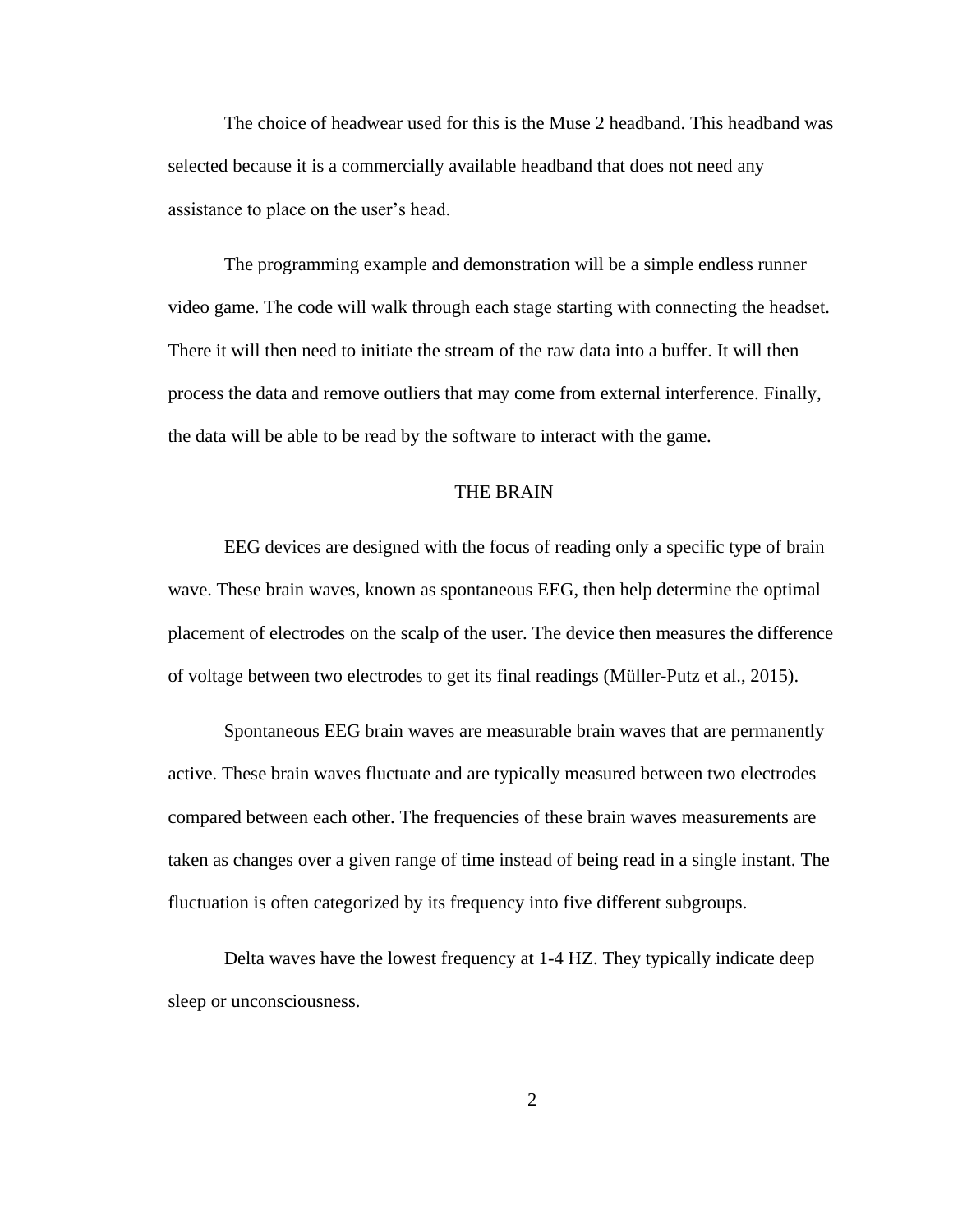The choice of headwear used for this is the Muse 2 headband. This headband was selected because it is a commercially available headband that does not need any assistance to place on the user's head.

The programming example and demonstration will be a simple endless runner video game. The code will walk through each stage starting with connecting the headset. There it will then need to initiate the stream of the raw data into a buffer. It will then process the data and remove outliers that may come from external interference. Finally, the data will be able to be read by the software to interact with the game.

## THE BRAIN

EEG devices are designed with the focus of reading only a specific type of brain wave. These brain waves, known as spontaneous EEG, then help determine the optimal placement of electrodes on the scalp of the user. The device then measures the difference of voltage between two electrodes to get its final readings (Müller-Putz et al., 2015).

Spontaneous EEG brain waves are measurable brain waves that are permanently active. These brain waves fluctuate and are typically measured between two electrodes compared between each other. The frequencies of these brain waves measurements are taken as changes over a given range of time instead of being read in a single instant. The fluctuation is often categorized by its frequency into five different subgroups.

Delta waves have the lowest frequency at 1-4 HZ. They typically indicate deep sleep or unconsciousness.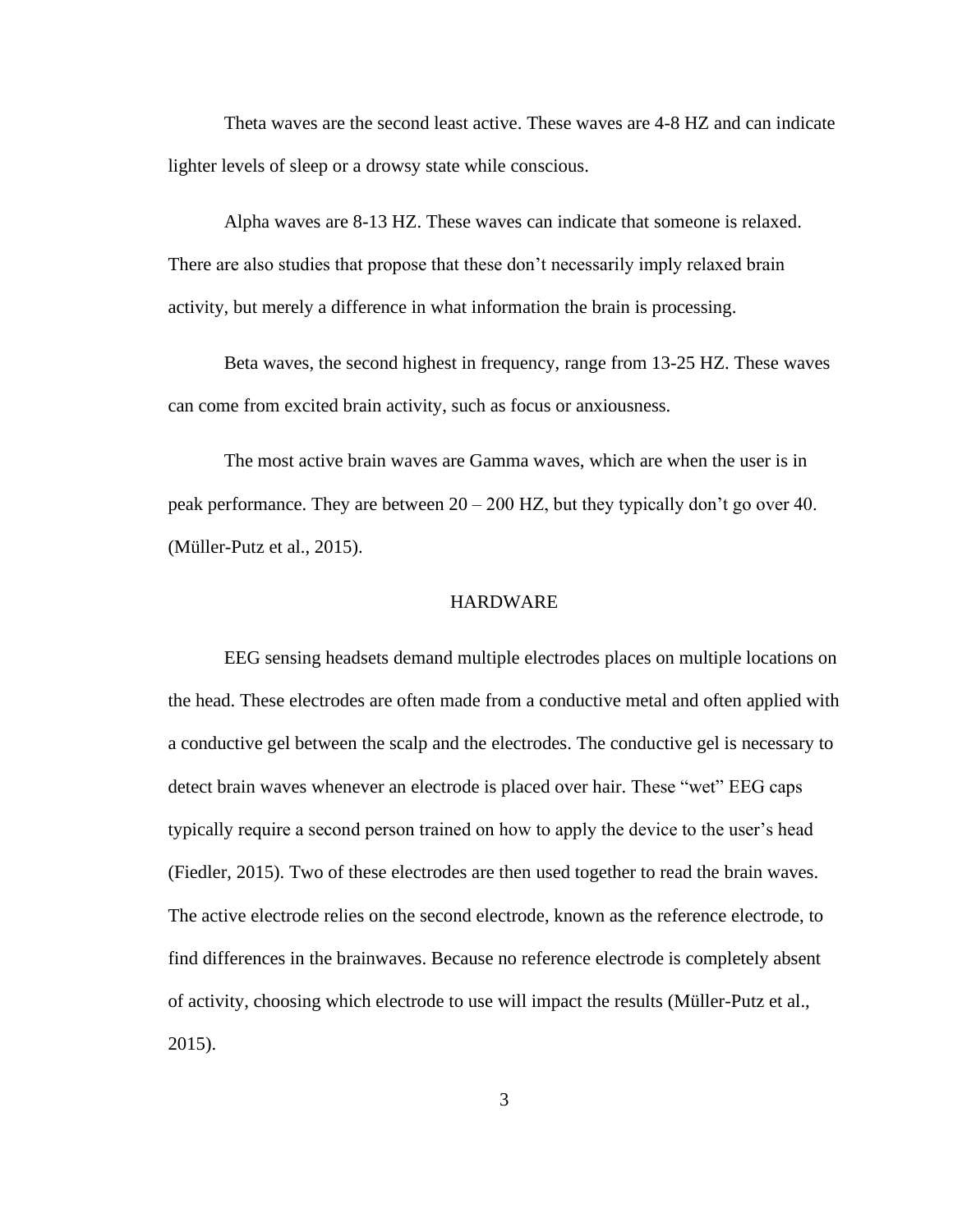Theta waves are the second least active. These waves are 4-8 HZ and can indicate lighter levels of sleep or a drowsy state while conscious.

Alpha waves are 8-13 HZ. These waves can indicate that someone is relaxed. There are also studies that propose that these don't necessarily imply relaxed brain activity, but merely a difference in what information the brain is processing.

Beta waves, the second highest in frequency, range from 13-25 HZ. These waves can come from excited brain activity, such as focus or anxiousness.

The most active brain waves are Gamma waves, which are when the user is in peak performance. They are between 20 – 200 HZ, but they typically don't go over 40. (Müller-Putz et al., 2015).

## HARDWARE

EEG sensing headsets demand multiple electrodes places on multiple locations on the head. These electrodes are often made from a conductive metal and often applied with a conductive gel between the scalp and the electrodes. The conductive gel is necessary to detect brain waves whenever an electrode is placed over hair. These "wet" EEG caps typically require a second person trained on how to apply the device to the user's head (Fiedler, 2015). Two of these electrodes are then used together to read the brain waves. The active electrode relies on the second electrode, known as the reference electrode, to find differences in the brainwaves. Because no reference electrode is completely absent of activity, choosing which electrode to use will impact the results (Müller-Putz et al., 2015).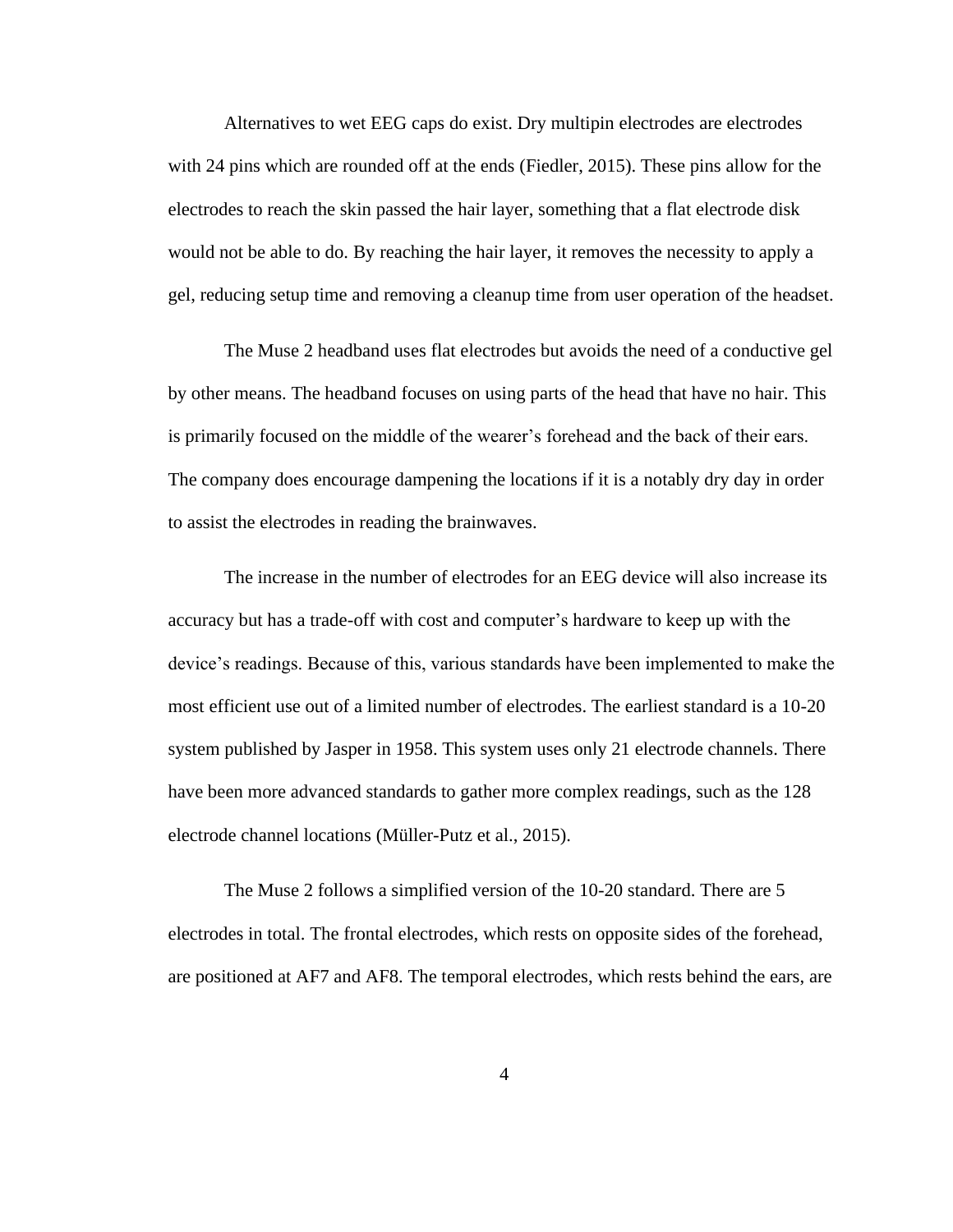Alternatives to wet EEG caps do exist. Dry multipin electrodes are electrodes with 24 pins which are rounded off at the ends (Fiedler, 2015). These pins allow for the electrodes to reach the skin passed the hair layer, something that a flat electrode disk would not be able to do. By reaching the hair layer, it removes the necessity to apply a gel, reducing setup time and removing a cleanup time from user operation of the headset.

The Muse 2 headband uses flat electrodes but avoids the need of a conductive gel by other means. The headband focuses on using parts of the head that have no hair. This is primarily focused on the middle of the wearer's forehead and the back of their ears. The company does encourage dampening the locations if it is a notably dry day in order to assist the electrodes in reading the brainwaves.

The increase in the number of electrodes for an EEG device will also increase its accuracy but has a trade-off with cost and computer's hardware to keep up with the device's readings. Because of this, various standards have been implemented to make the most efficient use out of a limited number of electrodes. The earliest standard is a 10-20 system published by Jasper in 1958. This system uses only 21 electrode channels. There have been more advanced standards to gather more complex readings, such as the 128 electrode channel locations (Müller-Putz et al., 2015).

The Muse 2 follows a simplified version of the 10-20 standard. There are 5 electrodes in total. The frontal electrodes, which rests on opposite sides of the forehead, are positioned at AF7 and AF8. The temporal electrodes, which rests behind the ears, are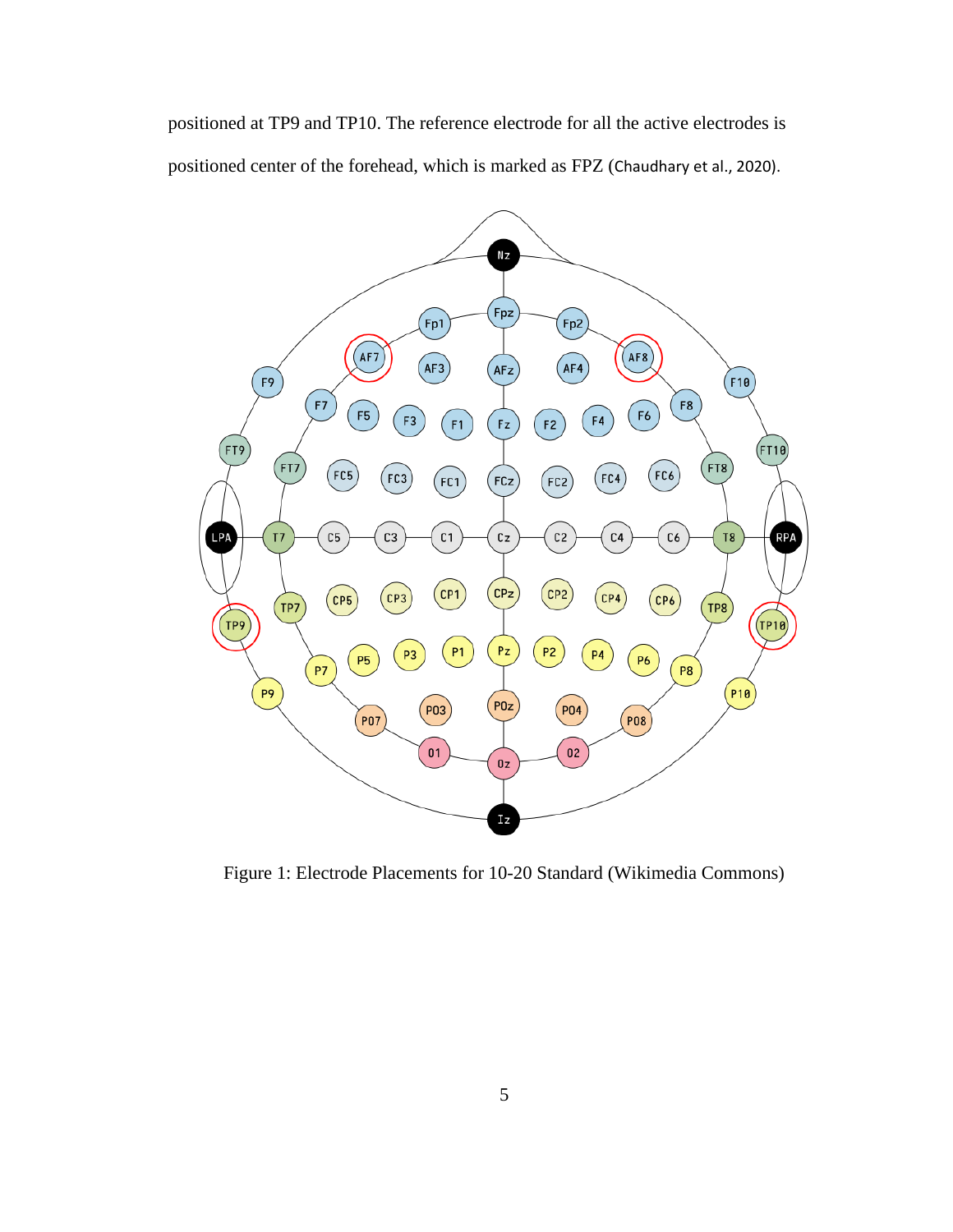positioned at TP9 and TP10. The reference electrode for all the active electrodes is positioned center of the forehead, which is marked as FPZ (Chaudhary et al., 2020).

Figure 1: Electrode Placements for 10-20 Standard (Wikimedia Commons)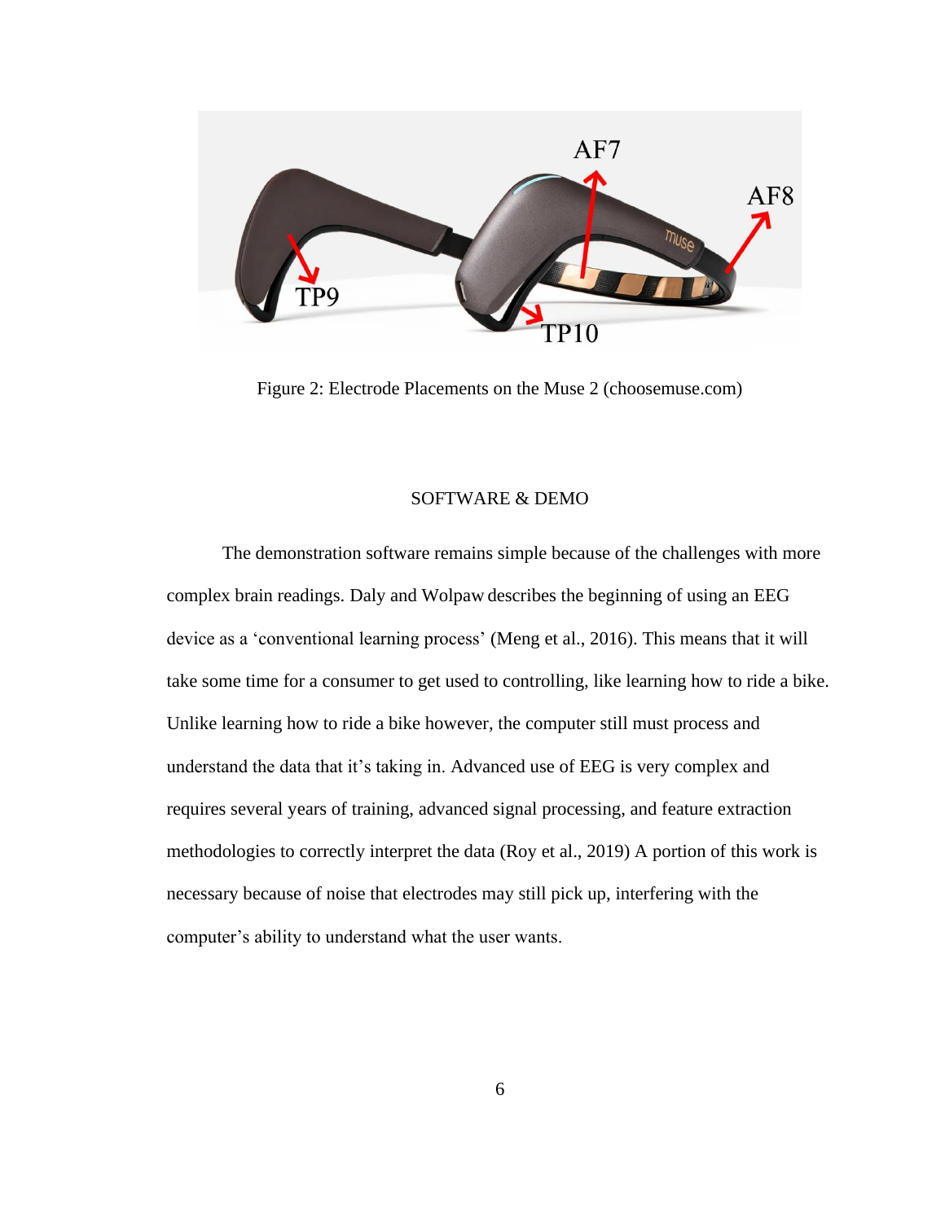Figure 2: Electrode Placements on the Muse 2 (choosemuse.com)

## SOFTWARE & DEMO

The demonstration software remains simple because of the challenges with more complex brain readings. Daly and Wolpaw describes the beginning of using an EEG device as a 'conventional learning process' (Meng et al., 2016). This means that it will take some time for a consumer to get used to controlling, like learning how to ride a bike. Unlike learning how to ride a bike however, the computer still must process and understand the data that it's taking in. Advanced use of EEG is very complex and requires several years of training, advanced signal processing, and feature extraction methodologies to correctly interpret the data (Roy et al., 2019) A portion of this work is necessary because of noise that electrodes may still pick up, interfering with the computer's ability to understand what the user wants.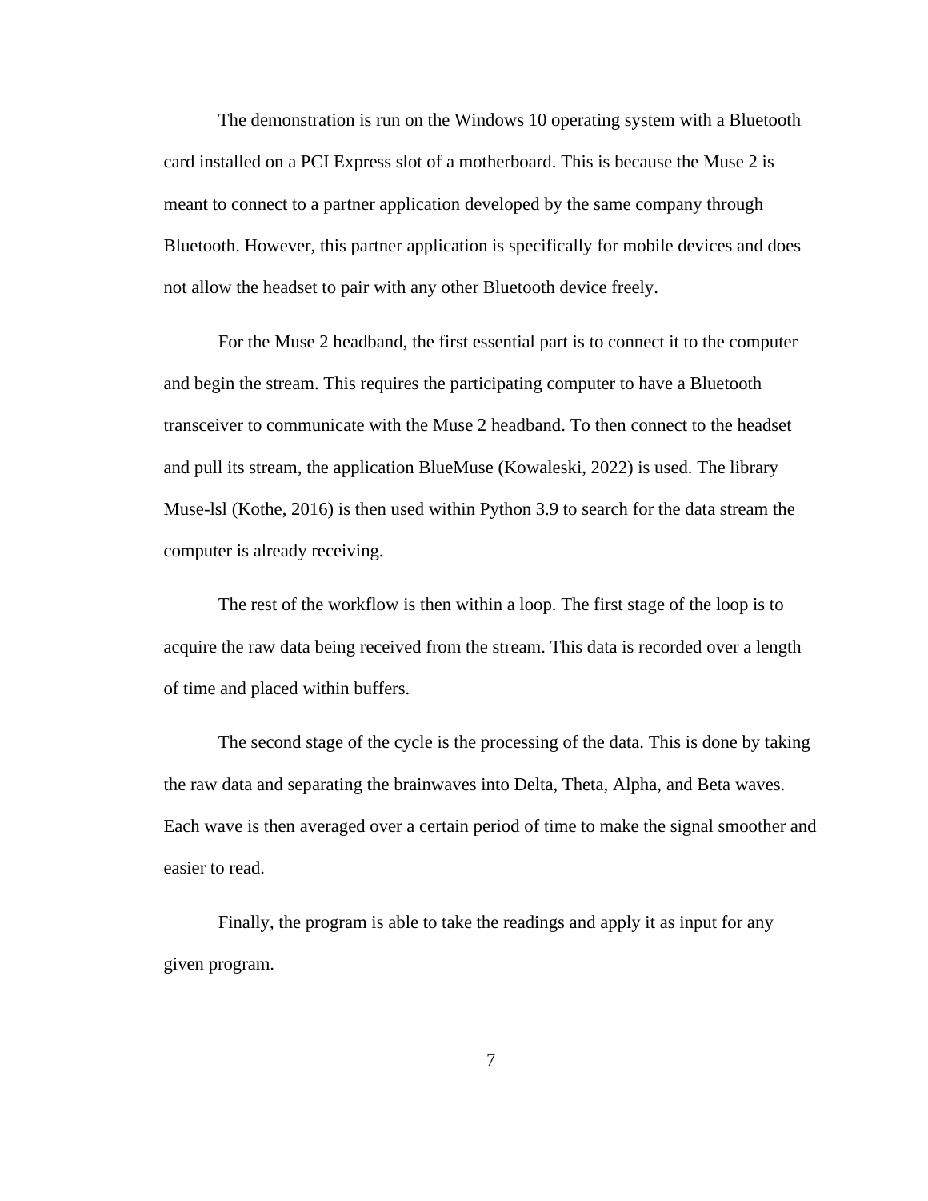The demonstration is run on the Windows 10 operating system with a Bluetooth card installed on a PCI Express slot of a motherboard. This is because the Muse 2 is meant to connect to a partner application developed by the same company through Bluetooth. However, this partner application is specifically for mobile devices and does not allow the headset to pair with any other Bluetooth device freely.

For the Muse 2 headband, the first essential part is to connect it to the computer and begin the stream. This requires the participating computer to have a Bluetooth transceiver to communicate with the Muse 2 headband. To then connect to the headset and pull its stream, the application BlueMuse (Kowaleski, 2022) is used. The library Muse-lsl (Kothe, 2016) is then used within Python 3.9 to search for the data stream the computer is already receiving.

The rest of the workflow is then within a loop. The first stage of the loop is to acquire the raw data being received from the stream. This data is recorded over a length of time and placed within buffers.

The second stage of the cycle is the processing of the data. This is done by taking the raw data and separating the brainwaves into Delta, Theta, Alpha, and Beta waves. Each wave is then averaged over a certain period of time to make the signal smoother and easier to read.

Finally, the program is able to take the readings and apply it as input for any given program.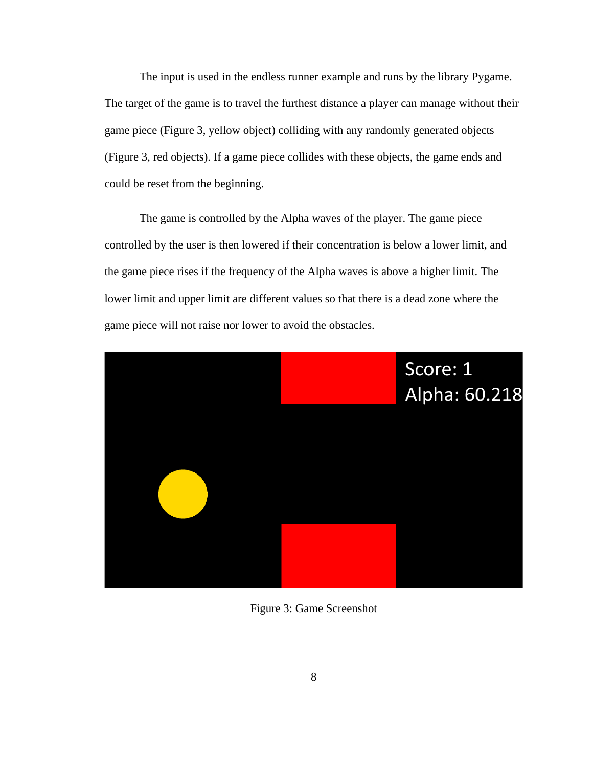The input is used in the endless runner example and runs by the library Pygame. The target of the game is to travel the furthest distance a player can manage without their game piece (Figure 3, yellow object) colliding with any randomly generated objects (Figure 3, red objects). If a game piece collides with these objects, the game ends and could be reset from the beginning.

The game is controlled by the Alpha waves of the player. The game piece controlled by the user is then lowered if their concentration is below a lower limit, and the game piece rises if the frequency of the Alpha waves is above a higher limit. The lower limit and upper limit are different values so that there is a dead zone where the game piece will not raise nor lower to avoid the obstacles.

Figure 3: Game Screenshot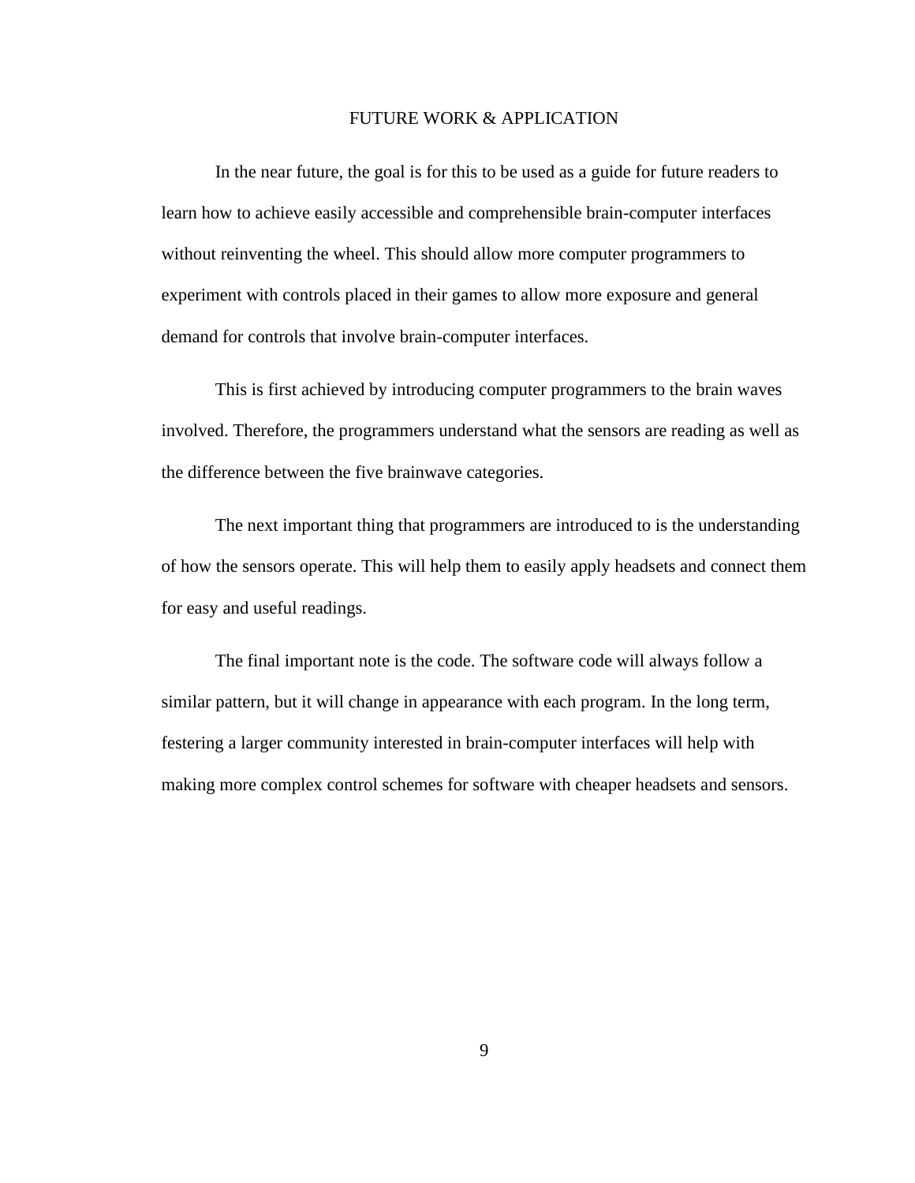# FUTURE WORK & APPLICATION

In the near future, the goal is for this to be used as a guide for future readers to learn how to achieve easily accessible and comprehensible brain-computer interfaces without reinventing the wheel. This should allow more computer programmers to experiment with controls placed in their games to allow more exposure and general demand for controls that involve brain-computer interfaces.

This is first achieved by introducing computer programmers to the brain waves involved. Therefore, the programmers understand what the sensors are reading as well as the difference between the five brainwave categories.

The next important thing that programmers are introduced to is the understanding of how the sensors operate. This will help them to easily apply headsets and connect them for easy and useful readings.

The final important note is the code. The software code will always follow a similar pattern, but it will change in appearance with each program. In the long term, festering a larger community interested in brain-computer interfaces will help with making more complex control schemes for software with cheaper headsets and sensors.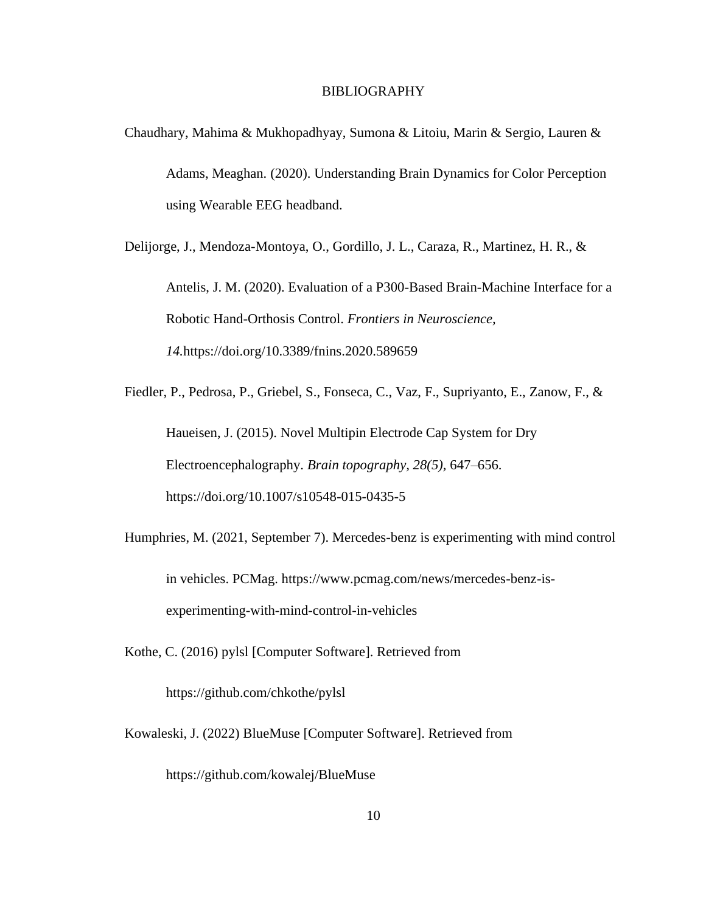# BIBLIOGRAPHY

Chaudhary, Mahima & Mukhopadhyay, Sumona & Litoiu, Marin & Sergio, Lauren & Adams, Meaghan. (2020). Understanding Brain Dynamics for Color Perception using Wearable EEG headband.

Delijorge, J., Mendoza-Montoya, O., Gordillo, J. L., Caraza, R., Martinez, H. R., & Antelis, J. M. (2020). Evaluation of a P300-Based Brain-Machine Interface for a Robotic Hand-Orthosis Control. *Frontiers in Neuroscience, 14.*https://doi.org/10.3389/fnins.2020.589659

Fiedler, P., Pedrosa, P., Griebel, S., Fonseca, C., Vaz, F., Supriyanto, E., Zanow, F., & Haueisen, J. (2015). Novel Multipin Electrode Cap System for Dry Electroencephalography. *Brain topography, 28(5)*, 647–656. https://doi.org/10.1007/s10548-015-0435-5

Humphries, M. (2021, September 7). Mercedes-benz is experimenting with mind control in vehicles. PCMag. https://www.pcmag.com/news/mercedes-benz-is-experimenting-with-mind-control-in-vehicles

Kothe, C. (2016) pylsl [Computer Software]. Retrieved from https://github.com/chkothe/pylsl

Kowaleski, J. (2022) BlueMuse [Computer Software]. Retrieved from https://github.com/kowalej/BlueMuse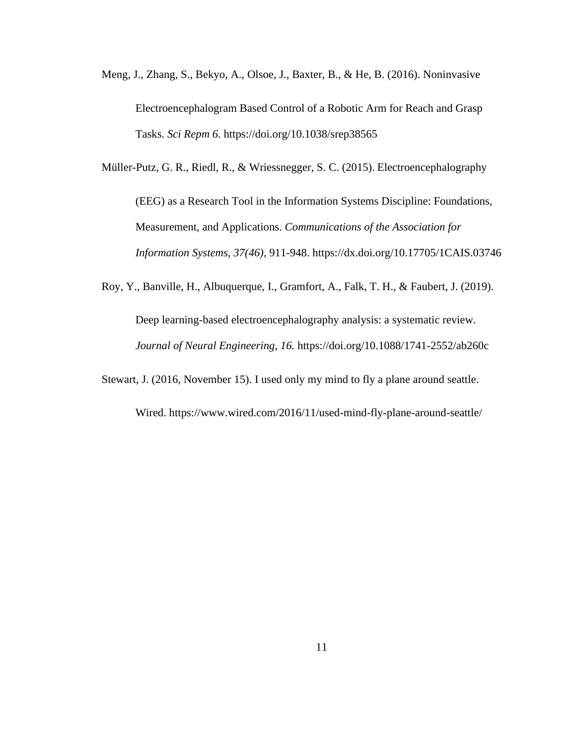Meng, J., Zhang, S., Bekyo, A., Olsoe, J., Baxter, B., & He, B. (2016). Noninvasive Electroencephalogram Based Control of a Robotic Arm for Reach and Grasp Tasks. *Sci Repm 6*. https://doi.org/10.1038/srep38565

Müller-Putz, G. R., Riedl, R., & Wriessnegger, S. C. (2015). Electroencephalography (EEG) as a Research Tool in the Information Systems Discipline: Foundations, Measurement, and Applications. *Communications of the Association for Information Systems, 37(46)*, 911-948. https://dx.doi.org/10.17705/1CAIS.03746

Roy, Y., Banville, H., Albuquerque, I., Gramfort, A., Falk, T. H., & Faubert, J. (2019). Deep learning-based electroencephalography analysis: a systematic review. *Journal of Neural Engineering, 16.* https://doi.org/10.1088/1741-2552/ab260c

Stewart, J. (2016, November 15). I used only my mind to fly a plane around seattle. Wired. https://www.wired.com/2016/11/used-mind-fly-plane-around-seattle/